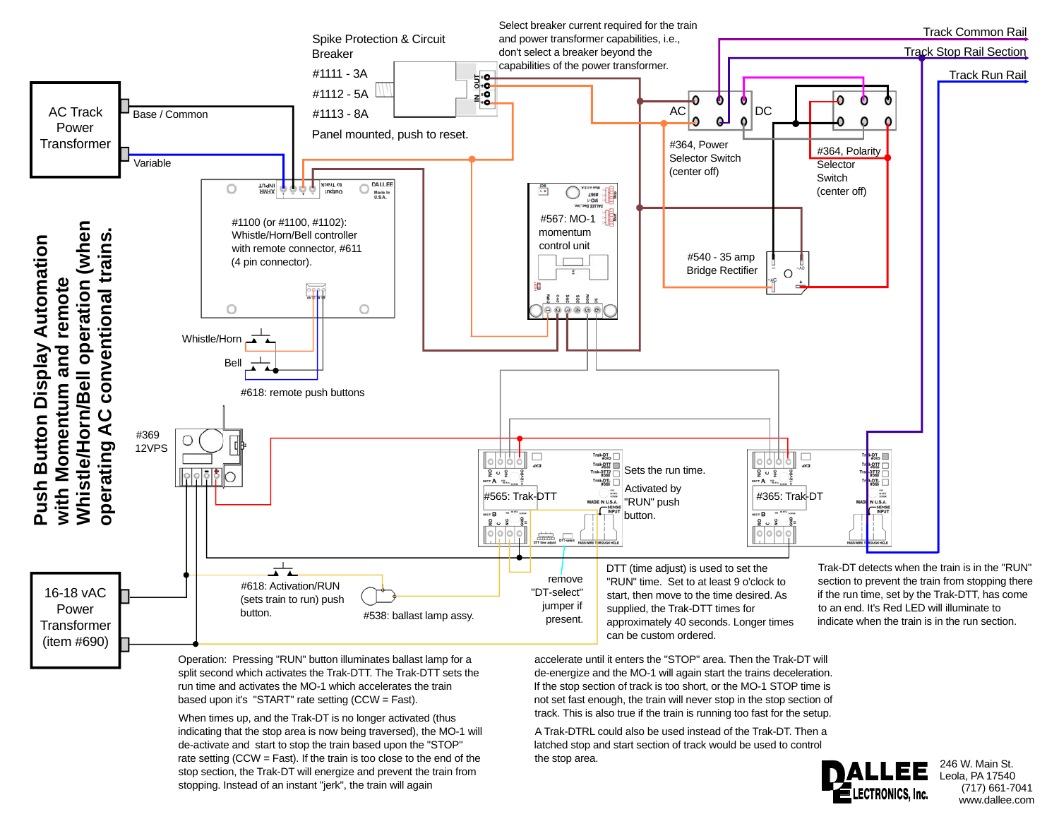# Push Button Display Automation with Momentum and remote Whistle/Horn/Bell operation (when operating AC conventional trains.

AC Track Power Transformer

Base / Common

Variable

Spike Protection & Circuit Breaker

#1111 - 3A

#1112 - 5A

#1113 - 8A

Panel mounted, push to reset.

Select breaker current required for the train and power transformer capabilities, i.e., don't select a breaker beyond the capabilities of the power transformer.

Track Common Rail

Track Stop Rail Section

Track Run Rail

AC

DC

#364, Power Selector Switch (center off)

#364, Polarity Selector Switch (center off)

#1100 (or #1100, #1102): Whistle/Horn/Bell controller with remote connector, #611 (4 pin connector).

#567: MO-1 momentum control unit

#540 - 35 amp Bridge Rectifier

Whistle/Horn

Bell

#618: remote push buttons

#369 12VPS

#565: Trak-DTT

#365: Trak-DT

Sets the run time.

Activated by "RUN" push button.

16-18 vAC Power Transformer (item #690)

#618: Activation/RUN (sets train to run) push button.

#538: ballast lamp assy.

remove "DT-select" jumper if present.

DTT (time adjust) is used to set the "RUN" time. Set to at least 9 o'clock to start, then move to the time desired. As supplied, the Trak-DTT times for approximately 40 seconds. Longer times can be custom ordered.

Trak-DT detects when the train is in the "RUN" section to prevent the train from stopping there if the run time, set by the Trak-DTT, has come to an end. It's Red LED will illuminate to indicate when the train is in the run section.

Operation: Pressing "RUN" button illuminates ballast lamp for a split second which activates the Trak-DTT. The Trak-DTT sets the run time and activates the MO-1 which accelerates the train based upon it's "START" rate setting (CCW = Fast).

When times up, and the Trak-DT is no longer activated (thus indicating that the stop area is now being traversed), the MO-1 will de-activate and start to stop the train based upon the "STOP" rate setting (CCW = Fast). If the train is too close to the end of the stop section, the Trak-DT will energize and prevent the train from stopping. Instead of an instant "jerk", the train will again accelerate until it enters the "STOP" area. Then the Trak-DT will de-energize and the MO-1 will again start the trains deceleration. If the stop section of track is too short, or the MO-1 STOP time is not set fast enough, the train will never stop in the stop section of track. This is also true if the train is running too fast for the setup.

A Trak-DTRL could also be used instead of the Trak-DT. Then a latched stop and start section of track would be used to control the stop area.

DALLEE ELECTRONICS, Inc.

246 W. Main St.
Leola, PA 17540
(717) 661-7041
www.dallee.com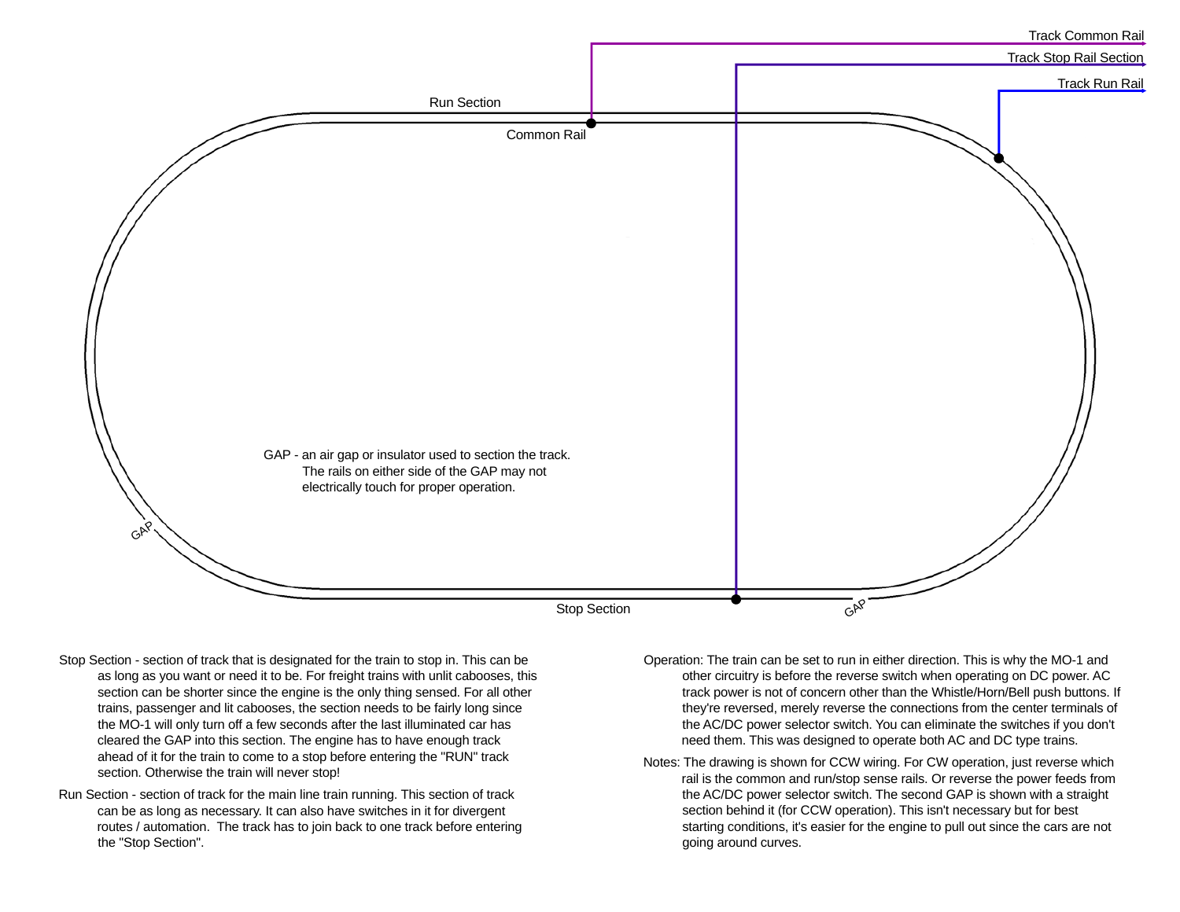Track Common Rail

Track Stop Rail Section

Track Run Rail

Run Section

Common Rail

GAP - an air gap or insulator used to section the track. The rails on either side of the GAP may not electrically touch for proper operation.

GAP

Stop Section

GAP

Stop Section - section of track that is designated for the train to stop in. This can be as long as you want or need it to be. For freight trains with unlit cabooses, this section can be shorter since the engine is the only thing sensed. For all other trains, passenger and lit cabooses, the section needs to be fairly long since the MO-1 will only turn off a few seconds after the last illuminated car has cleared the GAP into this section. The engine has to have enough track ahead of it for the train to come to a stop before entering the "RUN" track section. Otherwise the train will never stop!

Run Section - section of track for the main line train running. This section of track can be as long as necessary. It can also have switches in it for divergent routes / automation. The track has to join back to one track before entering the "Stop Section".

Operation: The train can be set to run in either direction. This is why the MO-1 and other circuitry is before the reverse switch when operating on DC power. AC track power is not of concern other than the Whistle/Horn/Bell push buttons. If they're reversed, merely reverse the connections from the center terminals of the AC/DC power selector switch. You can eliminate the switches if you don't need them. This was designed to operate both AC and DC type trains.

Notes: The drawing is shown for CCW wiring. For CW operation, just reverse which rail is the common and run/stop sense rails. Or reverse the power feeds from the AC/DC power selector switch. The second GAP is shown with a straight section behind it (for CCW operation). This isn't necessary but for best starting conditions, it's easier for the engine to pull out since the cars are not going around curves.